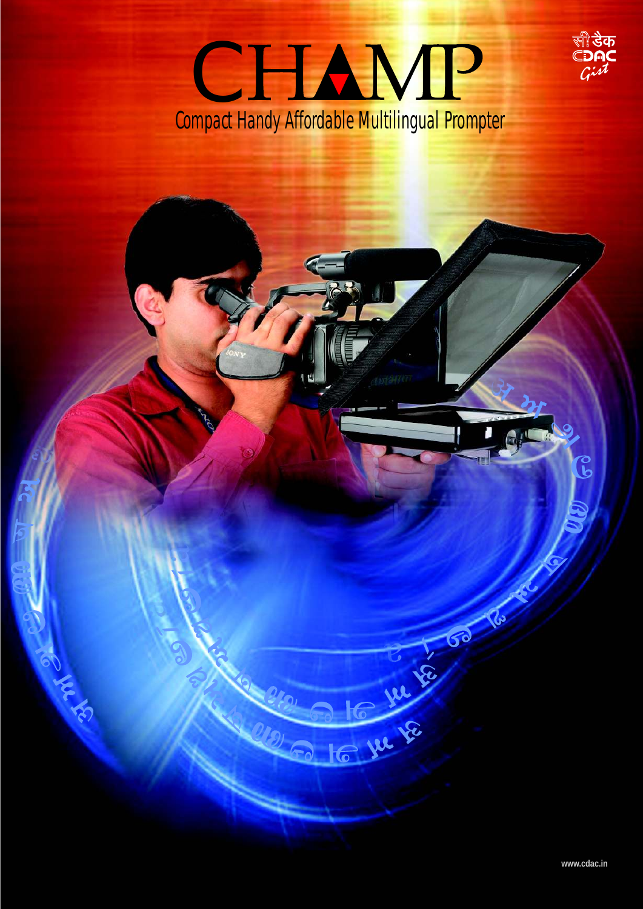# CHAMP

## Compact Handy Affordable Multilingual Prompter

सी-डैक
CDAC
Gist

www.cdac.in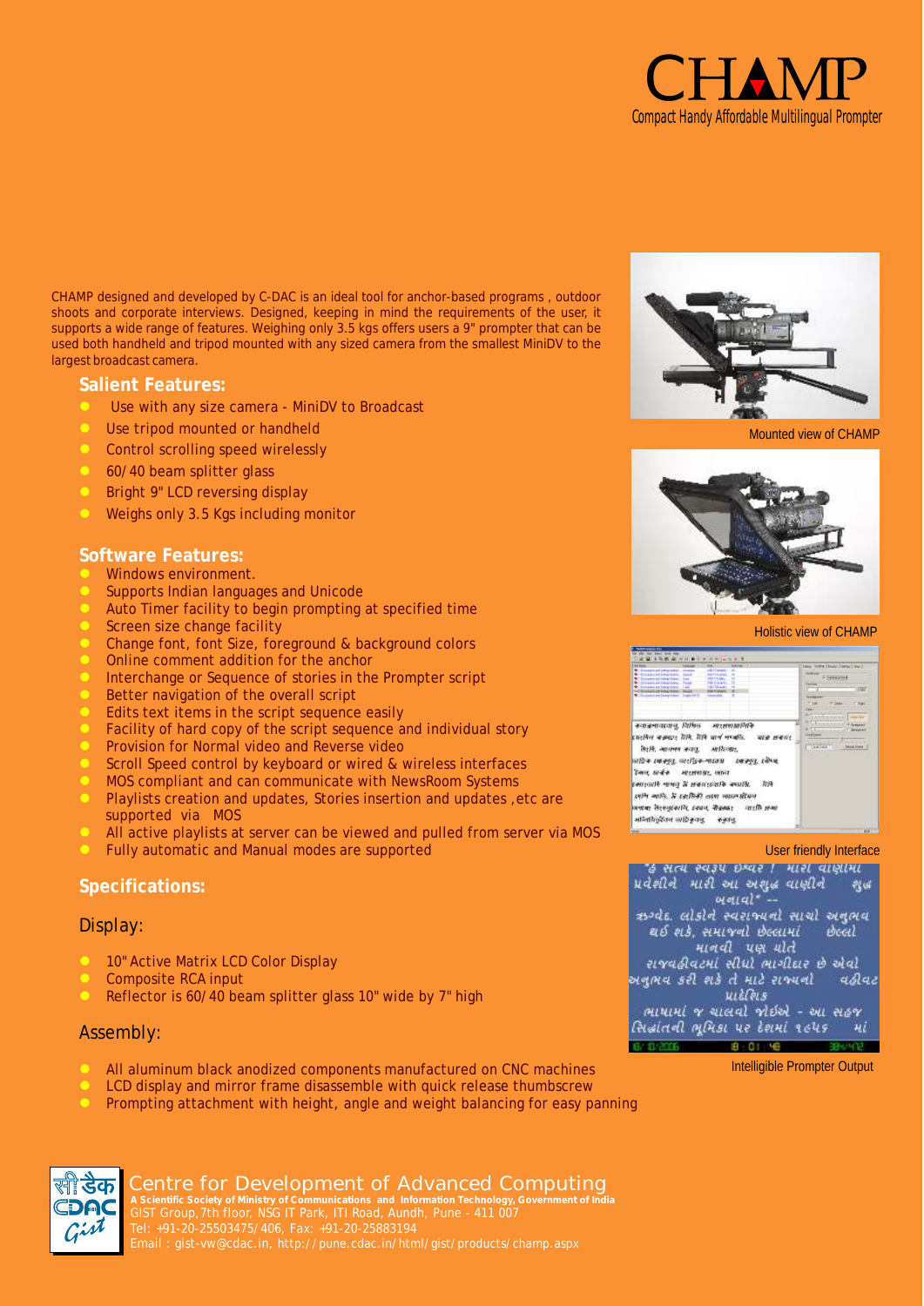# CHAMP

Compact Handy Affordable Multilingual Prompter

CHAMP designed and developed by C-DAC is an ideal tool for anchor-based programs , outdoor shoots and corporate interviews. Designed, keeping in mind the requirements of the user, it supports a wide range of features. Weighing only 3.5 kgs offers users a 9" prompter that can be used both handheld and tripod mounted with any sized camera from the smallest MiniDV to the largest broadcast camera.

## Salient Features:

- Use with any size camera - MiniDV to Broadcast
- Use tripod mounted or handheld
- Control scrolling speed wirelessly
- 60/40 beam splitter glass
- Bright 9" LCD reversing display
- Weighs only 3.5 Kgs including monitor

## Software Features:

- Windows environment.
- Supports Indian languages and Unicode
- Auto Timer facility to begin prompting at specified time
- Screen size change facility
- Change font, font Size, foreground & background colors
- Online comment addition for the anchor
- Interchange or Sequence of stories in the Prompter script
- Better navigation of the overall script
- Edits text items in the script sequence easily
- Facility of hard copy of the script sequence and individual story
- Provision for Normal video and Reverse video
- Scroll Speed control by keyboard or wired & wireless interfaces
- MOS compliant and can communicate with NewsRoom Systems
- Playlists creation and updates, Stories insertion and updates ,etc are supported via MOS
- All active playlists at server can be viewed and pulled from server via MOS
- Fully automatic and Manual modes are supported

## Specifications:

### Display:

- 10" Active Matrix LCD Color Display
- Composite RCA input
- Reflector is 60/40 beam splitter glass 10" wide by 7" high

### Assembly:

- All aluminum black anodized components manufactured on CNC machines
- LCD display and mirror frame disassemble with quick release thumbscrew
- Prompting attachment with height, angle and weight balancing for easy panning

Mounted view of CHAMP

Holistic view of CHAMP

User friendly Interface

Intelligible Prompter Output

**Centre for Development of Advanced Computing**

**A Scientific Society of Ministry of Communications and Information Technology, Government of India**

GIST Group, 7th floor, NSG IT Park, ITI Road, Aundh, Pune - 411 007

Tel: +91-20-25503475/406, Fax: +91-20-25883194

Email : gist-vw@cdac.in, http://pune.cdac.in/html/gist/products/champ.aspx